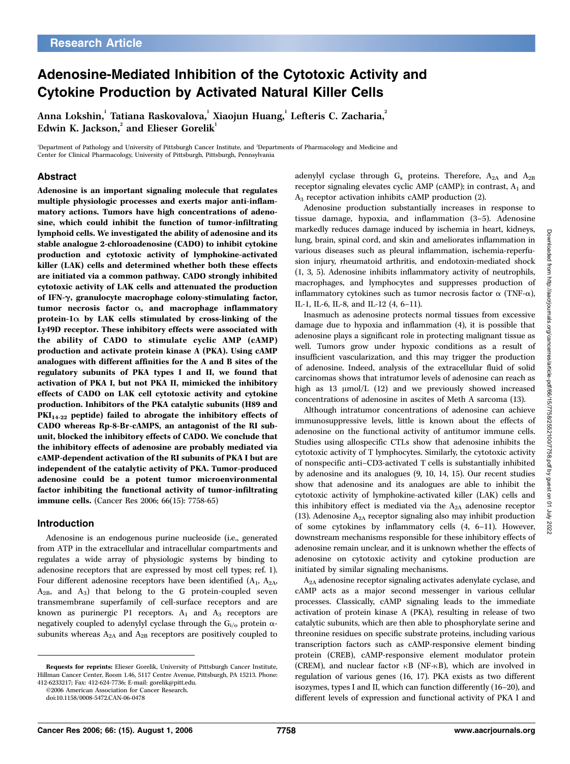Research Article

# Adenosine-Mediated Inhibition of the Cytotoxic Activity and Cytokine Production by Activated Natural Killer Cells

Anna Lokshin,[1] Tatiana Raskovalova,[1] Xiaojun Huang,[1] Lefteris C. Zacharia,[2] Edwin K. Jackson,[2] and Elieser Gorelik[1]

[1]Department of Pathology and University of Pittsburgh Cancer Institute, and [2]Departments of Pharmacology and Medicine and Center for Clinical Pharmacology, University of Pittsburgh, Pittsburgh, Pennsylvania

## Abstract

**Adenosine is an important signaling molecule that regulates multiple physiologic processes and exerts major anti-inflammatory actions. Tumors have high concentrations of adenosine, which could inhibit the function of tumor-infiltrating lymphoid cells. We investigated the ability of adenosine and its stable analogue 2-chloroadenosine (CADO) to inhibit cytokine production and cytotoxic activity of lymphokine-activated killer (LAK) cells and determined whether both these effects are initiated via a common pathway. CADO strongly inhibited cytotoxic activity of LAK cells and attenuated the production of IFN-γ, granulocyte macrophage colony-stimulating factor, tumor necrosis factor α, and macrophage inflammatory protein-1α by LAK cells stimulated by cross-linking of the Ly49D receptor. These inhibitory effects were associated with the ability of CADO to stimulate cyclic AMP (cAMP) production and activate protein kinase A (PKA). Using cAMP analogues with different affinities for the A and B sites of the regulatory subunits of PKA types I and II, we found that activation of PKA I, but not PKA II, mimicked the inhibitory effects of CADO on LAK cell cytotoxic activity and cytokine production. Inhibitors of the PKA catalytic subunits (H89 and $PKI_{14-22}$ peptide) failed to abrogate the inhibitory effects of CADO whereas Rp-8-Br-cAMPS, an antagonist of the RI subunit, blocked the inhibitory effects of CADO. We conclude that the inhibitory effects of adenosine are probably mediated via cAMP-dependent activation of the RI subunits of PKA I but are independent of the catalytic activity of PKA. Tumor-produced adenosine could be a potent tumor microenvironmental factor inhibiting the functional activity of tumor-infiltrating immune cells.** (Cancer Res 2006; 66(15): 7758-65)

## Introduction

Adenosine is an endogenous purine nucleoside (i.e., generated from ATP in the extracellular and intracellular compartments and regulates a wide array of physiologic systems by binding to adenosine receptors that are expressed by most cell types; ref. 1). Four different adenosine receptors have been identified ($A_1$, $A_{2A}$, $A_{2B}$, and $A_3$) that belong to the G protein-coupled seven transmembrane superfamily of cell-surface receptors and are known as purinergic P1 receptors. $A_1$ and $A_3$ receptors are negatively coupled to adenylyl cyclase through the $G_{i/o}$ protein α-subunits whereas $A_{2A}$ and $A_{2B}$ receptors are positively coupled to adenylyl cyclase through $G_s$ proteins. Therefore, $A_{2A}$ and $A_{2B}$ receptor signaling elevates cyclic AMP (cAMP); in contrast, $A_1$ and $A_3$ receptor activation inhibits cAMP production (2).

Adenosine production substantially increases in response to tissue damage, hypoxia, and inflammation (3–5). Adenosine markedly reduces damage induced by ischemia in heart, kidneys, lung, brain, spinal cord, and skin and ameliorates inflammation in various diseases such as pleural inflammation, ischemia-reperfusion injury, rheumatoid arthritis, and endotoxin-mediated shock (1, 3, 5). Adenosine inhibits inflammatory activity of neutrophils, macrophages, and lymphocytes and suppresses production of inflammatory cytokines such as tumor necrosis factor α (TNF-α), IL-1, IL-6, IL-8, and IL-12 (4, 6–11).

Inasmuch as adenosine protects normal tissues from excessive damage due to hypoxia and inflammation (4), it is possible that adenosine plays a significant role in protecting malignant tissue as well. Tumors grow under hypoxic conditions as a result of insufficient vascularization, and this may trigger the production of adenosine. Indeed, analysis of the extracellular fluid of solid carcinomas shows that intratumor levels of adenosine can reach as high as 13 μmol/L (12) and we previously showed increased concentrations of adenosine in ascites of Meth A sarcoma (13).

Although intratumor concentrations of adenosine can achieve immunosuppressive levels, little is known about the effects of adenosine on the functional activity of antitumor immune cells. Studies using allospecific CTLs show that adenosine inhibits the cytotoxic activity of T lymphocytes. Similarly, the cytotoxic activity of nonspecific anti–CD3-activated T cells is substantially inhibited by adenosine and its analogues (9, 10, 14, 15). Our recent studies show that adenosine and its analogues are able to inhibit the cytotoxic activity of lymphokine-activated killer (LAK) cells and this inhibitory effect is mediated via the $A_{2A}$ adenosine receptor (13). Adenosine $A_{2A}$ receptor signaling also may inhibit production of some cytokines by inflammatory cells (4, 6–11). However, downstream mechanisms responsible for these inhibitory effects of adenosine remain unclear, and it is unknown whether the effects of adenosine on cytotoxic activity and cytokine production are initiated by similar signaling mechanisms.

$A_{2A}$ adenosine receptor signaling activates adenylate cyclase, and cAMP acts as a major second messenger in various cellular processes. Classically, cAMP signaling leads to the immediate activation of protein kinase A (PKA), resulting in release of two catalytic subunits, which are then able to phosphorylate serine and threonine residues on specific substrate proteins, including various transcription factors such as cAMP-responsive element binding protein (CREB), cAMP-responsive element modulator protein (CREM), and nuclear factor κB (NF-κB), which are involved in regulation of various genes (16, 17). PKA exists as two different isozymes, types I and II, which can function differently (16–20), and different levels of expression and functional activity of PKA I and

**Requests for reprints:** Elieser Gorelik, University of Pittsburgh Cancer Institute, Hillman Cancer Center, Room 1.46, 5117 Centre Avenue, Pittsburgh, PA 15213. Phone: 412-6233217; Fax: 412-624-7736; E-mail: gorelik@pitt.edu.

©2006 American Association for Cancer Research.

doi:10.1158/0008-5472.CAN-06-0478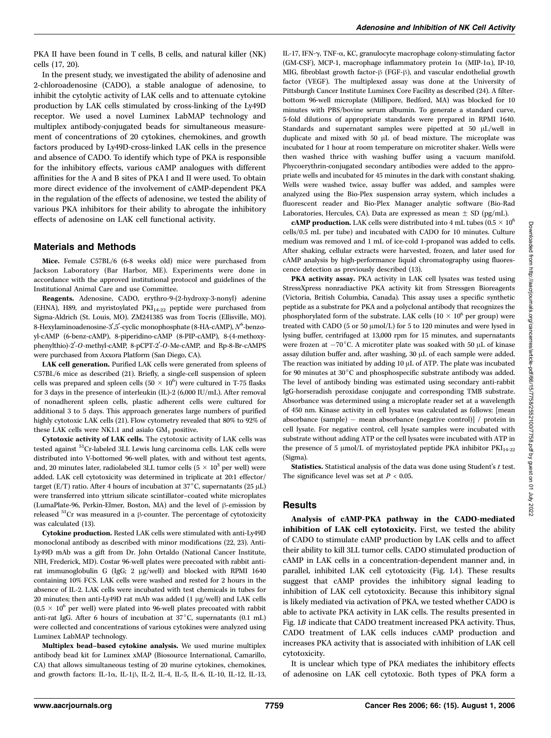PKA II have been found in T cells, B cells, and natural killer (NK) cells (17, 20).

In the present study, we investigated the ability of adenosine and 2-chloroadenosine (CADO), a stable analogue of adenosine, to inhibit the cytolytic activity of LAK cells and to attenuate cytokine production by LAK cells stimulated by cross-linking of the Ly49D receptor. We used a novel Luminex LabMAP technology and multiplex antibody-conjugated beads for simultaneous measurement of concentrations of 20 cytokines, chemokines, and growth factors produced by Ly49D-cross-linked LAK cells in the presence and absence of CADO. To identify which type of PKA is responsible for the inhibitory effects, various cAMP analogues with different affinities for the A and B sites of PKA I and II were used. To obtain more direct evidence of the involvement of cAMP-dependent PKA in the regulation of the effects of adenosine, we tested the ability of various PKA inhibitors for their ability to abrogate the inhibitory effects of adenosine on LAK cell functional activity.

## Materials and Methods

**Mice.** Female C57BL/6 (6-8 weeks old) mice were purchased from Jackson Laboratory (Bar Harbor, ME). Experiments were done in accordance with the approved institutional protocol and guidelines of the Institutional Animal Care and use Committee.

**Reagents.** Adenosine, CADO, erythro-9-(2-hydroxy-3-nonyl) adenine (EHNA), H89, and myristoylated $PKI_{14-22}$ peptide were purchased from Sigma-Aldrich (St. Louis, MO). ZM241385 was from Tocris (Ellisville, MO). 8-Hexylaminoadenosine-3′,5′-cyclic monophosphate (8-HA-cAMP), $N^6$-benzoyl-cAMP (6-benz-cAMP), 8-piperidino-cAMP (8-PIP-cAMP), 8-(4-methoxyphenylthio)-2′-O-methyl-cAMP, 8-pCPT-2′-O-Me-cAMP, and Rp-8-Br-cAMPS were purchased from Axxora Platform (San Diego, CA).

**LAK cell generation.** Purified LAK cells were generated from spleens of C57BL/6 mice as described (21). Briefly, a single-cell suspension of spleen cells was prepared and spleen cells ($50 \times 10^6$) were cultured in T-75 flasks for 3 days in the presence of interleukin (IL)-2 (6,000 IU/mL). After removal of nonadherent spleen cells, plastic adherent cells were cultured for additional 3 to 5 days. This approach generates large numbers of purified highly cytotoxic LAK cells (21). Flow cytometry revealed that 80% to 92% of these LAK cells were NK1.1 and asialo $GM_1$ positive.

**Cytotoxic activity of LAK cells.** The cytotoxic activity of LAK cells was tested against $^{51}$Cr-labeled 3LL Lewis lung carcinoma cells. LAK cells were distributed into V-bottomed 96-well plates, with and without test agents, and, 20 minutes later, radiolabeled 3LL tumor cells ($5 \times 10^3$ per well) were added. LAK cell cytotoxicity was determined in triplicate at 20:1 effector/target (E/T) ratio. After 4 hours of incubation at 37°C, supernatants (25 μL) were transferred into yttrium silicate scintillator–coated white microplates (LumaPlate-96, Perkin-Elmer, Boston, MA) and the level of β-emission by released $^{51}$Cr was measured in a β-counter. The percentage of cytotoxicity was calculated (13).

**Cytokine production.** Rested LAK cells were stimulated with anti-Ly49D monoclonal antibody as described with minor modifications (22, 23). Anti-Ly49D mAb was a gift from Dr. John Ortaldo (National Cancer Institute, NIH, Frederick, MD). Costar 96-well plates were precoated with rabbit anti-rat immunoglobulin G (IgG; 2 μg/well) and blocked with RPMI 1640 containing 10% FCS. LAK cells were washed and rested for 2 hours in the absence of IL-2. LAK cells were incubated with test chemicals in tubes for 20 minutes; then anti-Ly49D rat mAb was added (1 μg/well) and LAK cells ($0.5 \times 10^6$ per well) were plated into 96-well plates precoated with rabbit anti-rat IgG. After 6 hours of incubation at 37°C, supernatants (0.1 mL) were collected and concentrations of various cytokines were analyzed using Luminex LabMAP technology.

**Multiplex bead–based cytokine analysis.** We used murine multiplex antibody bead kit for Luminex xMAP (Biosource International, Camarillo, CA) that allows simultaneous testing of 20 murine cytokines, chemokines, and growth factors: IL-1α, IL-1β, IL-2, IL-4, IL-5, IL-6, IL-10, IL-12, IL-13, IL-17, IFN-γ, TNF-α, KC, granulocyte macrophage colony-stimulating factor (GM-CSF), MCP-1, macrophage inflammatory protein 1α (MIP-1α), IP-10, MIG, fibroblast growth factor-β (FGF-β), and vascular endothelial growth factor (VEGF). The multiplexed assay was done at the University of Pittsburgh Cancer Institute Luminex Core Facility as described (24). A filter-bottom 96-well microplate (Millipore, Bedford, MA) was blocked for 10 minutes with PBS/bovine serum albumin. To generate a standard curve, 5-fold dilutions of appropriate standards were prepared in RPMI 1640. Standards and supernatant samples were pipetted at 50 μL/well in duplicate and mixed with 50 μL of bead mixture. The microplate was incubated for 1 hour at room temperature on microtiter shaker. Wells were then washed thrice with washing buffer using a vacuum manifold. Phycoerythrin-conjugated secondary antibodies were added to the appropriate wells and incubated for 45 minutes in the dark with constant shaking. Wells were washed twice, assay buffer was added, and samples were analyzed using the Bio-Plex suspension array system, which includes a fluorescent reader and Bio-Plex Manager analytic software (Bio-Rad Laboratories, Hercules, CA). Data are expressed as mean ± SD (pg/mL).

**cAMP production.** LAK cells were distributed into 4 mL tubes ($0.5 \times 10^6$ cells/0.5 mL per tube) and incubated with CADO for 10 minutes. Culture medium was removed and 1 mL of ice-cold 1-propanol was added to cells. After shaking, cellular extracts were harvested, frozen, and later used for cAMP analysis by high-performance liquid chromatography using fluorescence detection as previously described (13).

**PKA activity assay.** PKA activity in LAK cell lysates was tested using StressXpress nonradiactive PKA activity kit from Stressgen Bioreagents (Victoria, British Columbia, Canada). This assay uses a specific synthetic peptide as a substrate for PKA and a polyclonal antibody that recognizes the phosphorylated form of the substrate. LAK cells ($10 \times 10^6$ per group) were treated with CADO (5 or 50 μmol/L) for 5 to 120 minutes and were lysed in lysing buffer, centrifuged at 13,000 rpm for 15 minutes, and supernatants were frozen at −70°C. A microtiter plate was soaked with 50 μL of kinase assay dilution buffer and, after washing, 30 μL of each sample were added. The reaction was initiated by adding 10 μL of ATP. The plate was incubated for 90 minutes at 30°C and phosphospecific substrate antibody was added. The level of antibody binding was estimated using secondary anti-rabbit IgG-horseradish peroxidase conjugate and corresponding TMB substrate. Absorbance was determined using a microplate reader set at a wavelength of 450 nm. Kinase activity in cell lysates was calculated as follows: [mean absorbance (sample) − mean absorbance (negative control)] / protein in cell lysate. For negative control, cell lysate samples were incubated with substrate without adding ATP or the cell lysates were incubated with ATP in the presence of 5 μmol/L of myristoylated peptide PKA inhibitor $PKI_{14-22}$ (Sigma).

**Statistics.** Statistical analysis of the data was done using Student's *t* test. The significance level was set at $P < 0.05$.

## Results

**Analysis of cAMP-PKA pathway in the CADO-mediated inhibition of LAK cell cytotoxicity.** First, we tested the ability of CADO to stimulate cAMP production by LAK cells and to affect their ability to kill 3LL tumor cells. CADO stimulated production of cAMP in LAK cells in a concentration-dependent manner and, in parallel, inhibited LAK cell cytotoxicity (Fig. 1*A*). These results suggest that cAMP provides the inhibitory signal leading to inhibition of LAK cell cytotoxicity. Because this inhibitory signal is likely mediated via activation of PKA, we tested whether CADO is able to activate PKA activity in LAK cells. The results presented in Fig. 1*B* indicate that CADO treatment increased PKA activity. Thus, CADO treatment of LAK cells induces cAMP production and increases PKA activity that is associated with inhibition of LAK cell cytotoxicity.

It is unclear which type of PKA mediates the inhibitory effects of adenosine on LAK cell cytotoxic. Both types of PKA form a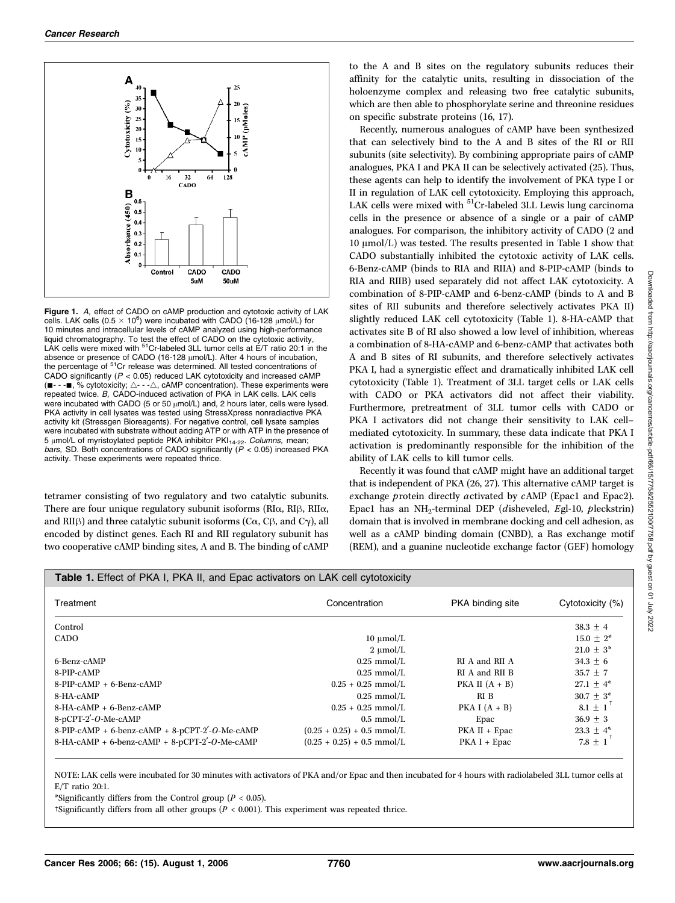**Figure 1.** *A,* effect of CADO on cAMP production and cytotoxic activity of LAK cells. LAK cells ($0.5 \times 10^6$) were incubated with CADO (16-128 μmol/L) for 10 minutes and intracellular levels of cAMP analyzed using high-performance liquid chromatography. To test the effect of CADO on the cytotoxic activity, LAK cells were mixed with $^{51}$Cr-labeled 3LL tumor cells at E/T ratio 20:1 in the absence or presence of CADO (16-128 μmol/L). After 4 hours of incubation, the percentage of $^{51}$Cr release was determined. All tested concentrations of CADO significantly ($P < 0.05$) reduced LAK cytotoxicity and increased cAMP (■- - -■, % cytotoxicity; △- - -△, cAMP concentration). These experiments were repeated twice. *B,* CADO-induced activation of PKA in LAK cells. LAK cells were incubated with CADO (5 or 50 μmol/L) and, 2 hours later, cells were lysed. PKA activity in cell lysates was tested using StressXpress nonradiactive PKA activity kit (Stressgen Bioreagents). For negative control, cell lysate samples were incubated with substrate without adding ATP or with ATP in the presence of 5 μmol/L of myristoylated peptide PKA inhibitor $PKI_{14-22}$. *Columns,* mean; *bars,* SD. Both concentrations of CADO significantly ($P < 0.05$) increased PKA activity. These experiments were repeated thrice.

tetramer consisting of two regulatory and two catalytic subunits. There are four unique regulatory subunit isoforms (RIα, RIβ, RIIα, and RIIβ) and three catalytic subunit isoforms (Cα, Cβ, and Cγ), all encoded by distinct genes. Each RI and RII regulatory subunit has two cooperative cAMP binding sites, A and B. The binding of cAMP to the A and B sites on the regulatory subunits reduces their affinity for the catalytic units, resulting in dissociation of the holoenzyme complex and releasing two free catalytic subunits, which are then able to phosphorylate serine and threonine residues on specific substrate proteins (16, 17).

Recently, numerous analogues of cAMP have been synthesized that can selectively bind to the A and B sites of the RI or RII subunits (site selectivity). By combining appropriate pairs of cAMP analogues, PKA I and PKA II can be selectively activated (25). Thus, these agents can help to identify the involvement of PKA type I or II in regulation of LAK cell cytotoxicity. Employing this approach, LAK cells were mixed with $^{51}$Cr-labeled 3LL Lewis lung carcinoma cells in the presence or absence of a single or a pair of cAMP analogues. For comparison, the inhibitory activity of CADO (2 and 10 μmol/L) was tested. The results presented in Table 1 show that CADO substantially inhibited the cytotoxic activity of LAK cells. 6-Benz-cAMP (binds to RIA and RIIA) and 8-PIP-cAMP (binds to RIA and RIIB) used separately did not affect LAK cytotoxicity. A combination of 8-PIP-cAMP and 6-benz-cAMP (binds to A and B sites of RII subunits and therefore selectively activates PKA II) slightly reduced LAK cell cytotoxicity (Table 1). 8-HA-cAMP that activates site B of RI also showed a low level of inhibition, whereas a combination of 8-HA-cAMP and 6-benz-cAMP that activates both A and B sites of RI subunits, and therefore selectively activates PKA I, had a synergistic effect and dramatically inhibited LAK cell cytotoxicity (Table 1). Treatment of 3LL target cells or LAK cells with CADO or PKA activators did not affect their viability. Furthermore, pretreatment of 3LL tumor cells with CADO or PKA I activators did not change their sensitivity to LAK cell–mediated cytotoxicity. In summary, these data indicate that PKA I activation is predominantly responsible for the inhibition of the ability of LAK cells to kill tumor cells.

Recently it was found that cAMP might have an additional target that is independent of PKA (26, 27). This alternative cAMP target is *e*xchange *p*rotein directly *a*ctivated by *c*AMP (Epac1 and Epac2). Epac1 has an $NH_2$-terminal DEP (*d*isheveled, *E*gl-10, *p*leckstrin) domain that is involved in membrane docking and cell adhesion, as well as a cAMP binding domain (CNBD), a Ras exchange motif (REM), and a guanine nucleotide exchange factor (GEF) homology

**Table 1.** Effect of PKA I, PKA II, and Epac activators on LAK cell cytotoxicity

| Treatment | Concentration | PKA binding site | Cytotoxicity (%) |
|---|---|---|---|
| Control | | | 38.3 ± 4 |
| CADO | 10 μmol/L | | 15.0 ± 2* |
| | 2 μmol/L | | 21.0 ± 3* |
| 6-Benz-cAMP | 0.25 mmol/L | RI A and RII A | 34.3 ± 6 |
| 8-PIP-cAMP | 0.25 mmol/L | RI A and RII B | 35.7 ± 7 |
| 8-PIP-cAMP + 6-Benz-cAMP | 0.25 + 0.25 mmol/L | PKA II (A + B) | 27.1 ± 4* |
| 8-HA-cAMP | 0.25 mmol/L | RI B | 30.7 ± 3* |
| 8-HA-cAMP + 6-Benz-cAMP | 0.25 + 0.25 mmol/L | PKA I (A + B) | 8.1 ± 1† |
| 8-pCPT-2′-*O*-Me-cAMP | 0.5 mmol/L | Epac | 36.9 ± 3 |
| 8-PIP-cAMP + 6-benz-cAMP + 8-pCPT-2′-*O*-Me-cAMP | (0.25 + 0.25) + 0.5 mmol/L | PKA II + Epac | 23.3 ± 4* |
| 8-HA-cAMP + 6-benz-cAMP + 8-pCPT-2′-*O*-Me-cAMP | (0.25 + 0.25) + 0.5 mmol/L | PKA I + Epac | 7.8 ± 1† |

NOTE: LAK cells were incubated for 30 minutes with activators of PKA and/or Epac and then incubated for 4 hours with radiolabeled 3LL tumor cells at E/T ratio 20:1.

*Significantly differs from the Control group ($P < 0.05$).

†Significantly differs from all other groups ($P < 0.001$). This experiment was repeated thrice.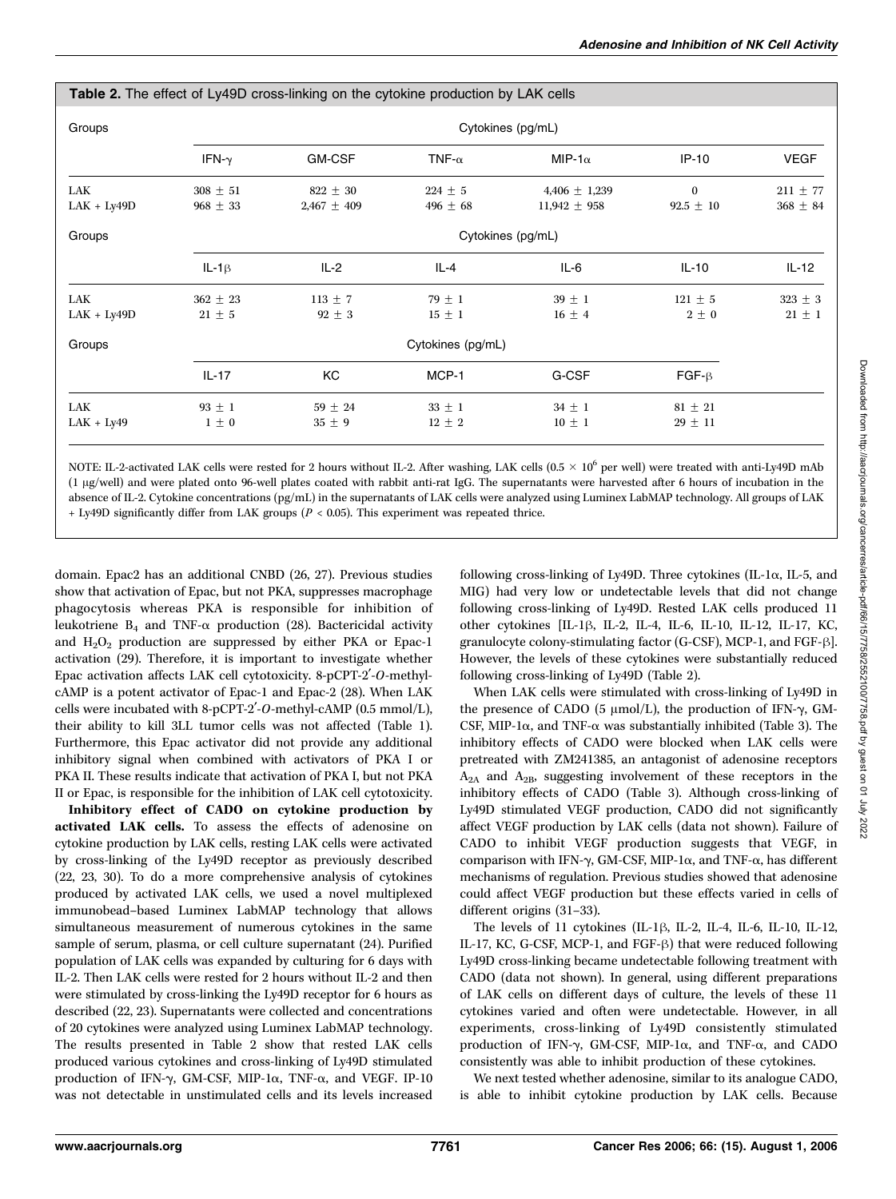**Table 2.** The effect of Ly49D cross-linking on the cytokine production by LAK cells

| Groups | Cytokines (pg/mL) | | | | | |
|---|---|---|---|---|---|---|
| | IFN-γ | GM-CSF | TNF-α | MIP-1α | IP-10 | VEGF |
| LAK | 308 ± 51 | 822 ± 30 | 224 ± 5 | 4,406 ± 1,239 | 0 | 211 ± 77 |
| LAK + Ly49D | 968 ± 33 | 2,467 ± 409 | 496 ± 68 | 11,942 ± 958 | 92.5 ± 10 | 368 ± 84 |
| **Groups** | **Cytokines (pg/mL)** | | | | | |
| | IL-1β | IL-2 | IL-4 | IL-6 | IL-10 | IL-12 |
| LAK | 362 ± 23 | 113 ± 7 | 79 ± 1 | 39 ± 1 | 121 ± 5 | 323 ± 3 |
| LAK + Ly49D | 21 ± 5 | 92 ± 3 | 15 ± 1 | 16 ± 4 | 2 ± 0 | 21 ± 1 |
| **Groups** | **Cytokines (pg/mL)** | | | | | |
| | IL-17 | KC | MCP-1 | G-CSF | FGF-β | |
| LAK | 93 ± 1 | 59 ± 24 | 33 ± 1 | 34 ± 1 | 81 ± 21 | |
| LAK + Ly49 | 1 ± 0 | 35 ± 9 | 12 ± 2 | 10 ± 1 | 29 ± 11 | |

NOTE: IL-2-activated LAK cells were rested for 2 hours without IL-2. After washing, LAK cells ($0.5 \times 10^6$ per well) were treated with anti-Ly49D mAb (1 μg/well) and were plated onto 96-well plates coated with rabbit anti-rat IgG. The supernatants were harvested after 6 hours of incubation in the absence of IL-2. Cytokine concentrations (pg/mL) in the supernatants of LAK cells were analyzed using Luminex LabMAP technology. All groups of LAK + Ly49D significantly differ from LAK groups ($P < 0.05$). This experiment was repeated thrice.

domain. Epac2 has an additional CNBD (26, 27). Previous studies show that activation of Epac, but not PKA, suppresses macrophage phagocytosis whereas PKA is responsible for inhibition of leukotriene $B_4$ and TNF-α production (28). Bactericidal activity and $H_2O_2$ production are suppressed by either PKA or Epac-1 activation (29). Therefore, it is important to investigate whether Epac activation affects LAK cell cytotoxicity. 8-pCPT-2′-*O*-methyl-cAMP is a potent activator of Epac-1 and Epac-2 (28). When LAK cells were incubated with 8-pCPT-2′-*O*-methyl-cAMP (0.5 mmol/L), their ability to kill 3LL tumor cells was not affected (Table 1). Furthermore, this Epac activator did not provide any additional inhibitory signal when combined with activators of PKA I or PKA II. These results indicate that activation of PKA I, but not PKA II or Epac, is responsible for the inhibition of LAK cell cytotoxicity.

**Inhibitory effect of CADO on cytokine production by activated LAK cells.** To assess the effects of adenosine on cytokine production by LAK cells, resting LAK cells were activated by cross-linking of the Ly49D receptor as previously described (22, 23, 30). To do a more comprehensive analysis of cytokines produced by activated LAK cells, we used a novel multiplexed immunobead–based Luminex LabMAP technology that allows simultaneous measurement of numerous cytokines in the same sample of serum, plasma, or cell culture supernatant (24). Purified population of LAK cells was expanded by culturing for 6 days with IL-2. Then LAK cells were rested for 2 hours without IL-2 and then were stimulated by cross-linking the Ly49D receptor for 6 hours as described (22, 23). Supernatants were collected and concentrations of 20 cytokines were analyzed using Luminex LabMAP technology. The results presented in Table 2 show that rested LAK cells produced various cytokines and cross-linking of Ly49D stimulated production of IFN-γ, GM-CSF, MIP-1α, TNF-α, and VEGF. IP-10 was not detectable in unstimulated cells and its levels increased following cross-linking of Ly49D. Three cytokines (IL-1α, IL-5, and MIG) had very low or undetectable levels that did not change following cross-linking of Ly49D. Rested LAK cells produced 11 other cytokines [IL-1β, IL-2, IL-4, IL-6, IL-10, IL-12, IL-17, KC, granulocyte colony-stimulating factor (G-CSF), MCP-1, and FGF-β]. However, the levels of these cytokines were substantially reduced following cross-linking of Ly49D (Table 2).

When LAK cells were stimulated with cross-linking of Ly49D in the presence of CADO (5 μmol/L), the production of IFN-γ, GM-CSF, MIP-1α, and TNF-α was substantially inhibited (Table 3). The inhibitory effects of CADO were blocked when LAK cells were pretreated with ZM241385, an antagonist of adenosine receptors $A_{2A}$ and $A_{2B}$, suggesting involvement of these receptors in the inhibitory effects of CADO (Table 3). Although cross-linking of Ly49D stimulated VEGF production, CADO did not significantly affect VEGF production by LAK cells (data not shown). Failure of CADO to inhibit VEGF production suggests that VEGF, in comparison with IFN-γ, GM-CSF, MIP-1α, and TNF-α, has different mechanisms of regulation. Previous studies showed that adenosine could affect VEGF production but these effects varied in cells of different origins (31–33).

The levels of 11 cytokines (IL-1β, IL-2, IL-4, IL-6, IL-10, IL-12, IL-17, KC, G-CSF, MCP-1, and FGF-β) that were reduced following Ly49D cross-linking became undetectable following treatment with CADO (data not shown). In general, using different preparations of LAK cells on different days of culture, the levels of these 11 cytokines varied and often were undetectable. However, in all experiments, cross-linking of Ly49D consistently stimulated production of IFN-γ, GM-CSF, MIP-1α, and TNF-α, and CADO consistently was able to inhibit production of these cytokines.

We next tested whether adenosine, similar to its analogue CADO, is able to inhibit cytokine production by LAK cells. Because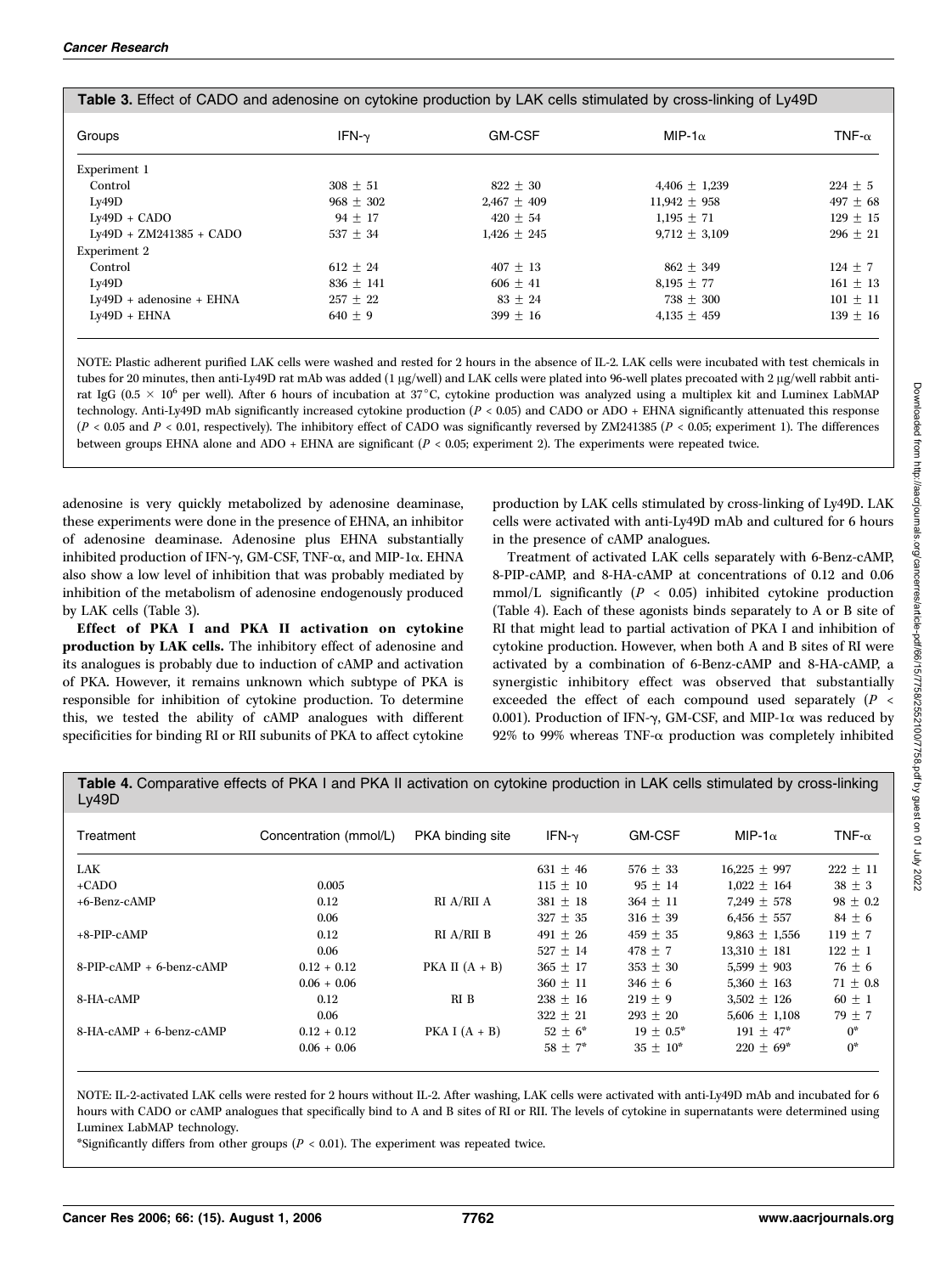**Table 3.** Effect of CADO and adenosine on cytokine production by LAK cells stimulated by cross-linking of Ly49D

| Groups | IFN-γ | GM-CSF | MIP-1α | TNF-α |
|---|---|---|---|---|
| Experiment 1 | | | | |
| Control | 308 ± 51 | 822 ± 30 | 4,406 ± 1,239 | 224 ± 5 |
| Ly49D | 968 ± 302 | 2,467 ± 409 | 11,942 ± 958 | 497 ± 68 |
| Ly49D + CADO | 94 ± 17 | 420 ± 54 | 1,195 ± 71 | 129 ± 15 |
| Ly49D + ZM241385 + CADO | 537 ± 34 | 1,426 ± 245 | 9,712 ± 3,109 | 296 ± 21 |
| Experiment 2 | | | | |
| Control | 612 ± 24 | 407 ± 13 | 862 ± 349 | 124 ± 7 |
| Ly49D | 836 ± 141 | 606 ± 41 | 8,195 ± 77 | 161 ± 13 |
| Ly49D + adenosine + EHNA | 257 ± 22 | 83 ± 24 | 738 ± 300 | 101 ± 11 |
| Ly49D + EHNA | 640 ± 9 | 399 ± 16 | 4,135 ± 459 | 139 ± 16 |

NOTE: Plastic adherent purified LAK cells were washed and rested for 2 hours in the absence of IL-2. LAK cells were incubated with test chemicals in tubes for 20 minutes, then anti-Ly49D rat mAb was added (1 μg/well) and LAK cells were plated into 96-well plates precoated with 2 μg/well rabbit anti-rat IgG ($0.5 \times 10^6$ per well). After 6 hours of incubation at 37°C, cytokine production was analyzed using a multiplex kit and Luminex LabMAP technology. Anti-Ly49D mAb significantly increased cytokine production ($P < 0.05$) and CADO or ADO + EHNA significantly attenuated this response ($P < 0.05$ and $P < 0.01$, respectively). The inhibitory effect of CADO was significantly reversed by ZM241385 ($P < 0.05$; experiment 1). The differences between groups EHNA alone and ADO + EHNA are significant ($P < 0.05$; experiment 2). The experiments were repeated twice.

adenosine is very quickly metabolized by adenosine deaminase, these experiments were done in the presence of EHNA, an inhibitor of adenosine deaminase. Adenosine plus EHNA substantially inhibited production of IFN-γ, GM-CSF, TNF-α, and MIP-1α. EHNA also show a low level of inhibition that was probably mediated by inhibition of the metabolism of adenosine endogenously produced by LAK cells (Table 3).

**Effect of PKA I and PKA II activation on cytokine production by LAK cells.** The inhibitory effect of adenosine and its analogues is probably due to induction of cAMP and activation of PKA. However, it remains unknown which subtype of PKA is responsible for inhibition of cytokine production. To determine this, we tested the ability of cAMP analogues with different specificities for binding RI or RII subunits of PKA to affect cytokine production by LAK cells stimulated by cross-linking of Ly49D. LAK cells were activated with anti-Ly49D mAb and cultured for 6 hours in the presence of cAMP analogues.

Treatment of activated LAK cells separately with 6-Benz-cAMP, 8-PIP-cAMP, and 8-HA-cAMP at concentrations of 0.12 and 0.06 mmol/L significantly ($P < 0.05$) inhibited cytokine production (Table 4). Each of these agonists binds separately to A or B site of RI that might lead to partial activation of PKA I and inhibition of cytokine production. However, when both A and B sites of RI were activated by a combination of 6-Benz-cAMP and 8-HA-cAMP, a synergistic inhibitory effect was observed that substantially exceeded the effect of each compound used separately ($P < 0.001$). Production of IFN-γ, GM-CSF, and MIP-1α was reduced by 92% to 99% whereas TNF-α production was completely inhibited

**Table 4.** Comparative effects of PKA I and PKA II activation on cytokine production in LAK cells stimulated by cross-linking Ly49D

| Treatment | Concentration (mmol/L) | PKA binding site | IFN-γ | GM-CSF | MIP-1α | TNF-α |
|---|---|---|---|---|---|---|
| LAK | | | 631 ± 46 | 576 ± 33 | 16,225 ± 997 | 222 ± 11 |
| +CADO | 0.005 | | 115 ± 10 | 95 ± 14 | 1,022 ± 164 | 38 ± 3 |
| +6-Benz-cAMP | 0.12 | RI A/RII A | 381 ± 18 | 364 ± 11 | 7,249 ± 578 | 98 ± 0.2 |
| | 0.06 | | 327 ± 35 | 316 ± 39 | 6,456 ± 557 | 84 ± 6 |
| +8-PIP-cAMP | 0.12 | RI A/RII B | 491 ± 26 | 459 ± 35 | 9,863 ± 1,556 | 119 ± 7 |
| | 0.06 | | 527 ± 14 | 478 ± 7 | 13,310 ± 181 | 122 ± 1 |
| 8-PIP-cAMP + 6-benz-cAMP | 0.12 + 0.12 | PKA II (A + B) | 365 ± 17 | 353 ± 30 | 5,599 ± 903 | 76 ± 6 |
| | 0.06 + 0.06 | | 360 ± 11 | 346 ± 6 | 5,360 ± 163 | 71 ± 0.8 |
| 8-HA-cAMP | 0.12 | RI B | 238 ± 16 | 219 ± 9 | 3,502 ± 126 | 60 ± 1 |
| | 0.06 | | 322 ± 21 | 293 ± 20 | 5,606 ± 1,108 | 79 ± 7 |
| 8-HA-cAMP + 6-benz-cAMP | 0.12 + 0.12 | PKA I (A + B) | 52 ± 6* | 19 ± 0.5* | 191 ± 47* | 0* |
| | 0.06 + 0.06 | | 58 ± 7* | 35 ± 10* | 220 ± 69* | 0* |

NOTE: IL-2-activated LAK cells were rested for 2 hours without IL-2. After washing, LAK cells were activated with anti-Ly49D mAb and incubated for 6 hours with CADO or cAMP analogues that specifically bind to A and B sites of RI or RII. The levels of cytokine in supernatants were determined using Luminex LabMAP technology.

*Significantly differs from other groups ($P < 0.01$). The experiment was repeated twice.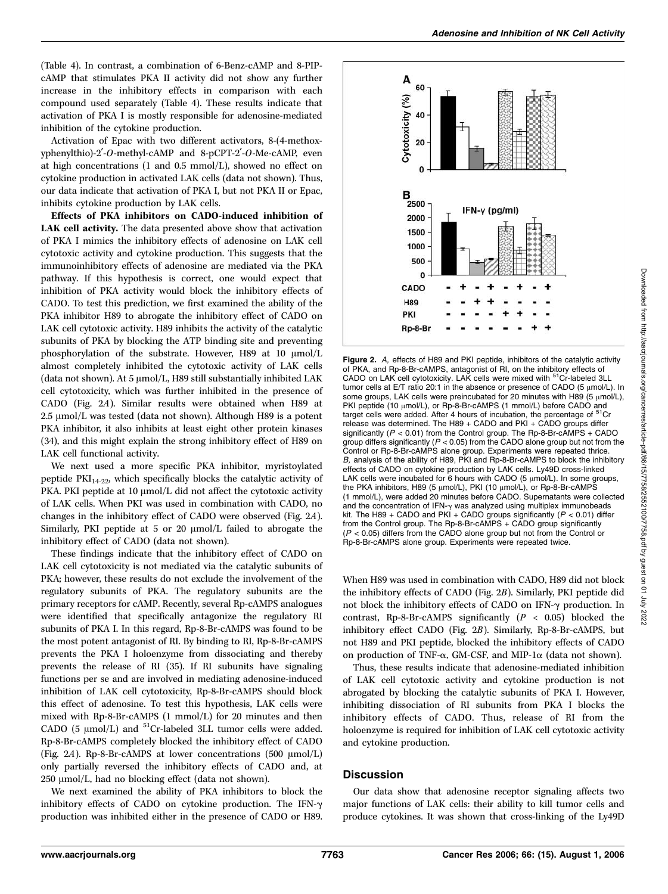(Table 4). In contrast, a combination of 6-Benz-cAMP and 8-PIP-cAMP that stimulates PKA II activity did not show any further increase in the inhibitory effects in comparison with each compound used separately (Table 4). These results indicate that activation of PKA I is mostly responsible for adenosine-mediated inhibition of the cytokine production.

Activation of Epac with two different activators, 8-(4-methoxyphenylthio)-2′-*O*-methyl-cAMP and 8-pCPT-2′-*O*-Me-cAMP, even at high concentrations (1 and 0.5 mmol/L), showed no effect on cytokine production in activated LAK cells (data not shown). Thus, our data indicate that activation of PKA I, but not PKA II or Epac, inhibits cytokine production by LAK cells.

**Effects of PKA inhibitors on CADO-induced inhibition of LAK cell activity.** The data presented above show that activation of PKA I mimics the inhibitory effects of adenosine on LAK cell cytotoxic activity and cytokine production. This suggests that the immunoinhibitory effects of adenosine are mediated via the PKA pathway. If this hypothesis is correct, one would expect that inhibition of PKA activity would block the inhibitory effects of CADO. To test this prediction, we first examined the ability of the PKA inhibitor H89 to abrogate the inhibitory effect of CADO on LAK cell cytotoxic activity. H89 inhibits the activity of the catalytic subunits of PKA by blocking the ATP binding site and preventing phosphorylation of the substrate. However, H89 at 10 μmol/L almost completely inhibited the cytotoxic activity of LAK cells (data not shown). At 5 μmol/L, H89 still substantially inhibited LAK cell cytotoxicity, which was further inhibited in the presence of CADO (Fig. 2*A*). Similar results were obtained when H89 at 2.5 μmol/L was tested (data not shown). Although H89 is a potent PKA inhibitor, it also inhibits at least eight other protein kinases (34), and this might explain the strong inhibitory effect of H89 on LAK cell functional activity.

We next used a more specific PKA inhibitor, myristoylated peptide $PKI_{14-22}$, which specifically blocks the catalytic activity of PKA. PKI peptide at 10 μmol/L did not affect the cytotoxic activity of LAK cells. When PKI was used in combination with CADO, no changes in the inhibitory effect of CADO were observed (Fig. 2*A*). Similarly, PKI peptide at 5 or 20 μmol/L failed to abrogate the inhibitory effect of CADO (data not shown).

These findings indicate that the inhibitory effect of CADO on LAK cell cytotoxicity is not mediated via the catalytic subunits of PKA; however, these results do not exclude the involvement of the regulatory subunits of PKA. The regulatory subunits are the primary receptors for cAMP. Recently, several Rp-cAMPS analogues were identified that specifically antagonize the regulatory RI subunits of PKA I. In this regard, Rp-8-Br-cAMPS was found to be the most potent antagonist of RI. By binding to RI, Rp-8-Br-cAMPS prevents the PKA I holoenzyme from dissociating and thereby prevents the release of RI (35). If RI subunits have signaling functions per se and are involved in mediating adenosine-induced inhibition of LAK cell cytotoxicity, Rp-8-Br-cAMPS should block this effect of adenosine. To test this hypothesis, LAK cells were mixed with Rp-8-Br-cAMPS (1 mmol/L) for 20 minutes and then CADO (5 μmol/L) and $^{51}$Cr-labeled 3LL tumor cells were added. Rp-8-Br-cAMPS completely blocked the inhibitory effect of CADO (Fig. 2*A*). Rp-8-Br-cAMPS at lower concentrations (500 μmol/L) only partially reversed the inhibitory effects of CADO and, at 250 μmol/L, had no blocking effect (data not shown).

We next examined the ability of PKA inhibitors to block the inhibitory effects of CADO on cytokine production. The IFN-γ production was inhibited either in the presence of CADO or H89. When H89 was used in combination with CADO, H89 did not block the inhibitory effects of CADO (Fig. 2*B*). Similarly, PKI peptide did not block the inhibitory effects of CADO on IFN-γ production. In contrast, Rp-8-Br-cAMPS significantly ($P < 0.05$) blocked the inhibitory effect CADO (Fig. 2*B*). Similarly, Rp-8-Br-cAMPS, but not H89 and PKI peptide, blocked the inhibitory effects of CADO on production of TNF-α, GM-CSF, and MIP-1α (data not shown).

Thus, these results indicate that adenosine-mediated inhibition of LAK cell cytotoxic activity and cytokine production is not abrogated by blocking the catalytic subunits of PKA I. However, inhibiting dissociation of RI subunits from PKA I blocks the inhibitory effects of CADO. Thus, release of RI from the holoenzyme is required for inhibition of LAK cell cytotoxic activity and cytokine production.

**Figure 2.** *A,* effects of H89 and PKI peptide, inhibitors of the catalytic activity of PKA, and Rp-8-Br-cAMPS, antagonist of RI, on the inhibitory effects of CADO on LAK cell cytotoxicity. LAK cells were mixed with $^{51}$Cr-labeled 3LL tumor cells at E/T ratio 20:1 in the absence or presence of CADO (5 μmol/L). In some groups, LAK cells were preincubated for 20 minutes with H89 (5 μmol/L), PKI peptide (10 μmol/L), or Rp-8-Br-cAMPS (1 mmol/L) before CADO and target cells were added. After 4 hours of incubation, the percentage of $^{51}$Cr release was determined. The H89 + CADO and PKI + CADO groups differ significantly ($P < 0.01$) from the Control group. The Rp-8-Br-cAMPS + CADO group differs significantly ($P < 0.05$) from the CADO alone group but not from the Control or Rp-8-Br-cAMPS alone group. Experiments were repeated thrice. *B,* analysis of the ability of H89, PKI and Rp-8-Br-cAMPS to block the inhibitory effects of CADO on cytokine production by LAK cells. Ly49D cross-linked LAK cells were incubated for 6 hours with CADO (5 μmol/L). In some groups, the PKA inhibitors, H89 (5 μmol/L), PKI (10 μmol/L), or Rp-8-Br-cAMPS (1 mmol/L), were added 20 minutes before CADO. Supernatants were collected and the concentration of IFN-γ was analyzed using multiplex immunobeads kit. The H89 + CADO and PKI + CADO groups significantly ($P < 0.01$) differ from the Control group. The Rp-8-Br-cAMPS + CADO group significantly ($P < 0.05$) differs from the CADO alone group but not from the Control or Rp-8-Br-cAMPS alone group. Experiments were repeated twice.

## Discussion

Our data show that adenosine receptor signaling affects two major functions of LAK cells: their ability to kill tumor cells and produce cytokines. It was shown that cross-linking of the Ly49D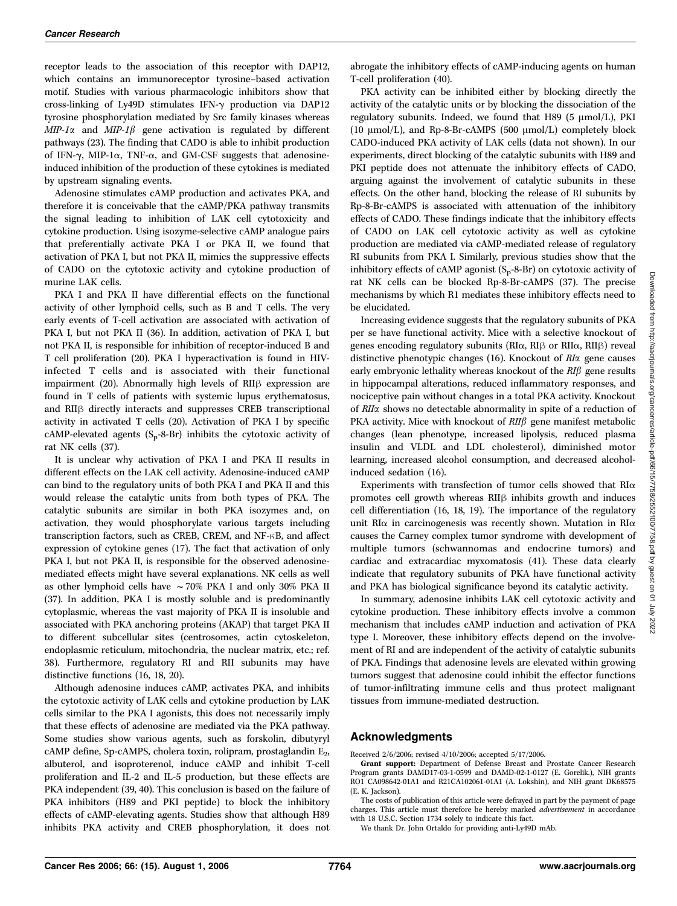receptor leads to the association of this receptor with DAP12, which contains an immunoreceptor tyrosine–based activation motif. Studies with various pharmacologic inhibitors show that cross-linking of Ly49D stimulates IFN-γ production via DAP12 tyrosine phosphorylation mediated by Src family kinases whereas *MIP-1α* and *MIP-1β* gene activation is regulated by different pathways (23). The finding that CADO is able to inhibit production of IFN-γ, MIP-1α, TNF-α, and GM-CSF suggests that adenosine-induced inhibition of the production of these cytokines is mediated by upstream signaling events.

Adenosine stimulates cAMP production and activates PKA, and therefore it is conceivable that the cAMP/PKA pathway transmits the signal leading to inhibition of LAK cell cytotoxicity and cytokine production. Using isozyme-selective cAMP analogue pairs that preferentially activate PKA I or PKA II, we found that activation of PKA I, but not PKA II, mimics the suppressive effects of CADO on the cytotoxic activity and cytokine production of murine LAK cells.

PKA I and PKA II have differential effects on the functional activity of other lymphoid cells, such as B and T cells. The very early events of T-cell activation are associated with activation of PKA I, but not PKA II (36). In addition, activation of PKA I, but not PKA II, is responsible for inhibition of receptor-induced B and T cell proliferation (20). PKA I hyperactivation is found in HIV-infected T cells and is associated with their functional impairment (20). Abnormally high levels of RIIβ expression are found in T cells of patients with systemic lupus erythematosus, and RIIβ directly interacts and suppresses CREB transcriptional activity in activated T cells (20). Activation of PKA I by specific cAMP-elevated agents ($S_p$-8-Br) inhibits the cytotoxic activity of rat NK cells (37).

It is unclear why activation of PKA I and PKA II results in different effects on the LAK cell activity. Adenosine-induced cAMP can bind to the regulatory units of both PKA I and PKA II and this would release the catalytic units from both types of PKA. The catalytic subunits are similar in both PKA isozymes and, on activation, they would phosphorylate various targets including transcription factors, such as CREB, CREM, and NF-κB, and affect expression of cytokine genes (17). The fact that activation of only PKA I, but not PKA II, is responsible for the observed adenosine-mediated effects might have several explanations. NK cells as well as other lymphoid cells have ~70% PKA I and only 30% PKA II (37). In addition, PKA I is mostly soluble and is predominantly cytoplasmic, whereas the vast majority of PKA II is insoluble and associated with PKA anchoring proteins (AKAP) that target PKA II to different subcellular sites (centrosomes, actin cytoskeleton, endoplasmic reticulum, mitochondria, the nuclear matrix, etc.; ref. 38). Furthermore, regulatory RI and RII subunits may have distinctive functions (16, 18, 20).

Although adenosine induces cAMP, activates PKA, and inhibits the cytotoxic activity of LAK cells and cytokine production by LAK cells similar to the PKA I agonists, this does not necessarily imply that these effects of adenosine are mediated via the PKA pathway. Some studies show various agents, such as forskolin, dibutyryl cAMP define, Sp-cAMPS, cholera toxin, rolipram, prostaglandin $E_2$, albuterol, and isoproterenol, induce cAMP and inhibit T-cell proliferation and IL-2 and IL-5 production, but these effects are PKA independent (39, 40). This conclusion is based on the failure of PKA inhibitors (H89 and PKI peptide) to block the inhibitory effects of cAMP-elevating agents. Studies show that although H89 inhibits PKA activity and CREB phosphorylation, it does not abrogate the inhibitory effects of cAMP-inducing agents on human T-cell proliferation (40).

PKA activity can be inhibited either by blocking directly the activity of the catalytic units or by blocking the dissociation of the regulatory subunits. Indeed, we found that H89 (5 μmol/L), PKI (10 μmol/L), and Rp-8-Br-cAMPS (500 μmol/L) completely block CADO-induced PKA activity of LAK cells (data not shown). In our experiments, direct blocking of the catalytic subunits with H89 and PKI peptide does not attenuate the inhibitory effects of CADO, arguing against the involvement of catalytic subunits in these effects. On the other hand, blocking the release of RI subunits by Rp-8-Br-cAMPS is associated with attenuation of the inhibitory effects of CADO. These findings indicate that the inhibitory effects of CADO on LAK cell cytotoxic activity as well as cytokine production are mediated via cAMP-mediated release of regulatory RI subunits from PKA I. Similarly, previous studies show that the inhibitory effects of cAMP agonist ($S_p$-8-Br) on cytotoxic activity of rat NK cells can be blocked Rp-8-Br-cAMPS (37). The precise mechanisms by which R1 mediates these inhibitory effects need to be elucidated.

Increasing evidence suggests that the regulatory subunits of PKA per se have functional activity. Mice with a selective knockout of genes encoding regulatory subunits (RIα, RIβ or RIIα, RIIβ) reveal distinctive phenotypic changes (16). Knockout of *RIα* gene causes early embryonic lethality whereas knockout of the *RIβ* gene results in hippocampal alterations, reduced inflammatory responses, and nociceptive pain without changes in a total PKA activity. Knockout of *RIIα* shows no detectable abnormality in spite of a reduction of PKA activity. Mice with knockout of *RIIβ* gene manifest metabolic changes (lean phenotype, increased lipolysis, reduced plasma insulin and VLDL and LDL cholesterol), diminished motor learning, increased alcohol consumption, and decreased alcohol-induced sedation (16).

Experiments with transfection of tumor cells showed that RIα promotes cell growth whereas RIIβ inhibits growth and induces cell differentiation (16, 18, 19). The importance of the regulatory unit RIα in carcinogenesis was recently shown. Mutation in RIα causes the Carney complex tumor syndrome with development of multiple tumors (schwannomas and endocrine tumors) and cardiac and extracardiac myxomatosis (41). These data clearly indicate that regulatory subunits of PKA have functional activity and PKA has biological significance beyond its catalytic activity.

In summary, adenosine inhibits LAK cell cytotoxic activity and cytokine production. These inhibitory effects involve a common mechanism that includes cAMP induction and activation of PKA type I. Moreover, these inhibitory effects depend on the involvement of RI and are independent of the activity of catalytic subunits of PKA. Findings that adenosine levels are elevated within growing tumors suggest that adenosine could inhibit the effector functions of tumor-infiltrating immune cells and thus protect malignant tissues from immune-mediated destruction.

## Acknowledgments

Received 2/6/2006; revised 4/10/2006; accepted 5/17/2006.

**Grant support:** Department of Defense Breast and Prostate Cancer Research Program grants DAMD17-03-1-0599 and DAMD-02-1-0127 (E. Gorelik.), NIH grants RO1 CA098642-01A1 and R21CA102061-01A1 (A. Lokshin), and NIH grant DK68575 (E. K. Jackson).

The costs of publication of this article were defrayed in part by the payment of page charges. This article must therefore be hereby marked *advertisement* in accordance with 18 U.S.C. Section 1734 solely to indicate this fact.

We thank Dr. John Ortaldo for providing anti-Ly49D mAb.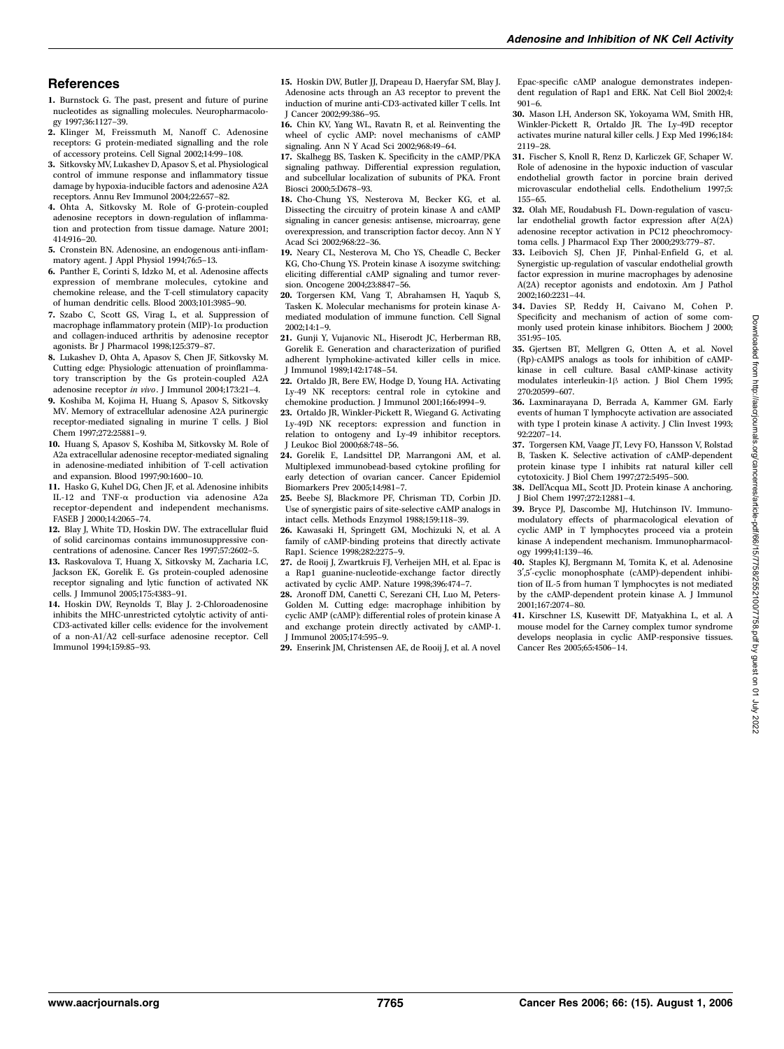## References

1. Burnstock G. The past, present and future of purine nucleotides as signalling molecules. Neuropharmacology 1997;36:1127–39.
2. Klinger M, Freissmuth M, Nanoff C. Adenosine receptors: G protein-mediated signalling and the role of accessory proteins. Cell Signal 2002;14:99–108.
3. Sitkovsky MV, Lukashev D, Apasov S, et al. Physiological control of immune response and inflammatory tissue damage by hypoxia-inducible factors and adenosine A2A receptors. Annu Rev Immunol 2004;22:657–82.
4. Ohta A, Sitkovsky M. Role of G-protein-coupled adenosine receptors in down-regulation of inflammation and protection from tissue damage. Nature 2001; 414:916–20.
5. Cronstein BN. Adenosine, an endogenous anti-inflammatory agent. J Appl Physiol 1994;76:5–13.
6. Panther E, Corinti S, Idzko M, et al. Adenosine affects expression of membrane molecules, cytokine and chemokine release, and the T-cell stimulatory capacity of human dendritic cells. Blood 2003;101:3985–90.
7. Szabo C, Scott GS, Virag L, et al. Suppression of macrophage inflammatory protein (MIP)-1α production and collagen-induced arthritis by adenosine receptor agonists. Br J Pharmacol 1998;125:379–87.
8. Lukashev D, Ohta A, Apasov S, Chen JF, Sitkovsky M. Cutting edge: Physiologic attenuation of proinflammatory transcription by the Gs protein-coupled A2A adenosine receptor *in vivo*. J Immunol 2004;173:21–4.
9. Koshiba M, Kojima H, Huang S, Apasov S, Sitkovsky MV. Memory of extracellular adenosine A2A purinergic receptor-mediated signaling in murine T cells. J Biol Chem 1997;272:25881–9.
10. Huang S, Apasov S, Koshiba M, Sitkovsky M. Role of A2a extracellular adenosine receptor-mediated signaling in adenosine-mediated inhibition of T-cell activation and expansion. Blood 1997;90:1600–10.
11. Hasko G, Kuhel DG, Chen JF, et al. Adenosine inhibits IL-12 and TNF-α production via adenosine A2a receptor-dependent and independent mechanisms. FASEB J 2000;14:2065–74.
12. Blay J, White TD, Hoskin DW. The extracellular fluid of solid carcinomas contains immunosuppressive concentrations of adenosine. Cancer Res 1997;57:2602–5.
13. Raskovalova T, Huang X, Sitkovsky M, Zacharia LC, Jackson EK, Gorelik E. Gs protein-coupled adenosine receptor signaling and lytic function of activated NK cells. J Immunol 2005;175:4383–91.
14. Hoskin DW, Reynolds T, Blay J. 2-Chloroadenosine inhibits the MHC-unrestricted cytolytic activity of anti-CD3-activated killer cells: evidence for the involvement of a non-A1/A2 cell-surface adenosine receptor. Cell Immunol 1994;159:85–93.
15. Hoskin DW, Butler JJ, Drapeau D, Haeryfar SM, Blay J. Adenosine acts through an A3 receptor to prevent the induction of murine anti-CD3-activated killer T cells. Int J Cancer 2002;99:386–95.
16. Chin KV, Yang WL, Ravatn R, et al. Reinventing the wheel of cyclic AMP: novel mechanisms of cAMP signaling. Ann N Y Acad Sci 2002;968:49–64.
17. Skalhegg BS, Tasken K. Specificity in the cAMP/PKA signaling pathway. Differential expression regulation, and subcellular localization of subunits of PKA. Front Biosci 2000;5:D678–93.
18. Cho-Chung YS, Nesterova M, Becker KG, et al. Dissecting the circuitry of protein kinase A and cAMP signaling in cancer genesis: antisense, microarray, gene overexpression, and transcription factor decoy. Ann N Y Acad Sci 2002;968:22–36.
19. Neary CL, Nesterova M, Cho YS, Cheadle C, Becker KG, Cho-Chung YS. Protein kinase A isozyme switching: eliciting differential cAMP signaling and tumor reversion. Oncogene 2004;23:8847–56.
20. Torgersen KM, Vang T, Abrahamsen H, Yaqub S, Tasken K. Molecular mechanisms for protein kinase A-mediated modulation of immune function. Cell Signal 2002;14:1–9.
21. Gunji Y, Vujanovic NL, Hiserodt JC, Herberman RB, Gorelik E. Generation and characterization of purified adherent lymphokine-activated killer cells in mice. J Immunol 1989;142:1748–54.
22. Ortaldo JR, Bere EW, Hodge D, Young HA. Activating Ly-49 NK receptors: central role in cytokine and chemokine production. J Immunol 2001;166:4994–9.
23. Ortaldo JR, Winkler-Pickett R, Wiegand G. Activating Ly-49D NK receptors: expression and function in relation to ontogeny and Ly-49 inhibitor receptors. J Leukoc Biol 2000;68:748–56.
24. Gorelik E, Landsittel DP, Marrangoni AM, et al. Multiplexed immunobead-based cytokine profiling for early detection of ovarian cancer. Cancer Epidemiol Biomarkers Prev 2005;14:981–7.
25. Beebe SJ, Blackmore PF, Chrisman TD, Corbin JD. Use of synergistic pairs of site-selective cAMP analogs in intact cells. Methods Enzymol 1988;159:118–39.
26. Kawasaki H, Springett GM, Mochizuki N, et al. A family of cAMP-binding proteins that directly activate Rap1. Science 1998;282:2275–9.
27. de Rooij J, Zwartkruis FJ, Verheijen MH, et al. Epac is a Rap1 guanine-nucleotide-exchange factor directly activated by cyclic AMP. Nature 1998;396:474–7.
28. Aronoff DM, Canetti C, Serezani CH, Luo M, Peters-Golden M. Cutting edge: macrophage inhibition by cyclic AMP (cAMP): differential roles of protein kinase A and exchange protein directly activated by cAMP-1. J Immunol 2005;174:595–9.
29. Enserink JM, Christensen AE, de Rooij J, et al. A novel Epac-specific cAMP analogue demonstrates independent regulation of Rap1 and ERK. Nat Cell Biol 2002;4: 901–6.
30. Mason LH, Anderson SK, Yokoyama WM, Smith HR, Winkler-Pickett R, Ortaldo JR. The Ly-49D receptor activates murine natural killer cells. J Exp Med 1996;184: 2119–28.
31. Fischer S, Knoll R, Renz D, Karliczek GF, Schaper W. Role of adenosine in the hypoxic induction of vascular endothelial growth factor in porcine brain derived microvascular endothelial cells. Endothelium 1997;5: 155–65.
32. Olah ME, Roudabush FL. Down-regulation of vascular endothelial growth factor expression after A(2A) adenosine receptor activation in PC12 pheochromocytoma cells. J Pharmacol Exp Ther 2000;293:779–87.
33. Leibovich SJ, Chen JF, Pinhal-Enfield G, et al. Synergistic up-regulation of vascular endothelial growth factor expression in murine macrophages by adenosine A(2A) receptor agonists and endotoxin. Am J Pathol 2002;160:2231–44.
34. Davies SP, Reddy H, Caivano M, Cohen P. Specificity and mechanism of action of some commonly used protein kinase inhibitors. Biochem J 2000; 351:95–105.
35. Gjertsen BT, Mellgren G, Otten A, et al. Novel (Rp)-cAMPS analogs as tools for inhibition of cAMP-kinase in cell culture. Basal cAMP-kinase activity modulates interleukin-1β action. J Biol Chem 1995; 270:20599–607.
36. Laxminarayana D, Berrada A, Kammer GM. Early events of human T lymphocyte activation are associated with type I protein kinase A activity. J Clin Invest 1993; 92:2207–14.
37. Torgersen KM, Vaage JT, Levy FO, Hansson V, Rolstad B, Tasken K. Selective activation of cAMP-dependent protein kinase type I inhibits rat natural killer cell cytotoxicity. J Biol Chem 1997;272:5495–500.
38. Dell'Acqua ML, Scott JD. Protein kinase A anchoring. J Biol Chem 1997;272:12881–4.
39. Bryce PJ, Dascombe MJ, Hutchinson IV. Immunomodulatory effects of pharmacological elevation of cyclic AMP in T lymphocytes proceed via a protein kinase A independent mechanism. Immunopharmacology 1999;41:139–46.
40. Staples KJ, Bergmann M, Tomita K, et al. Adenosine 3′,5′-cyclic monophosphate (cAMP)-dependent inhibition of IL-5 from human T lymphocytes is not mediated by the cAMP-dependent protein kinase A. J Immunol 2001;167:2074–80.
41. Kirschner LS, Kusewitt DF, Matyakhina L, et al. A mouse model for the Carney complex tumor syndrome develops neoplasia in cyclic AMP-responsive tissues. Cancer Res 2005;65:4506–14.